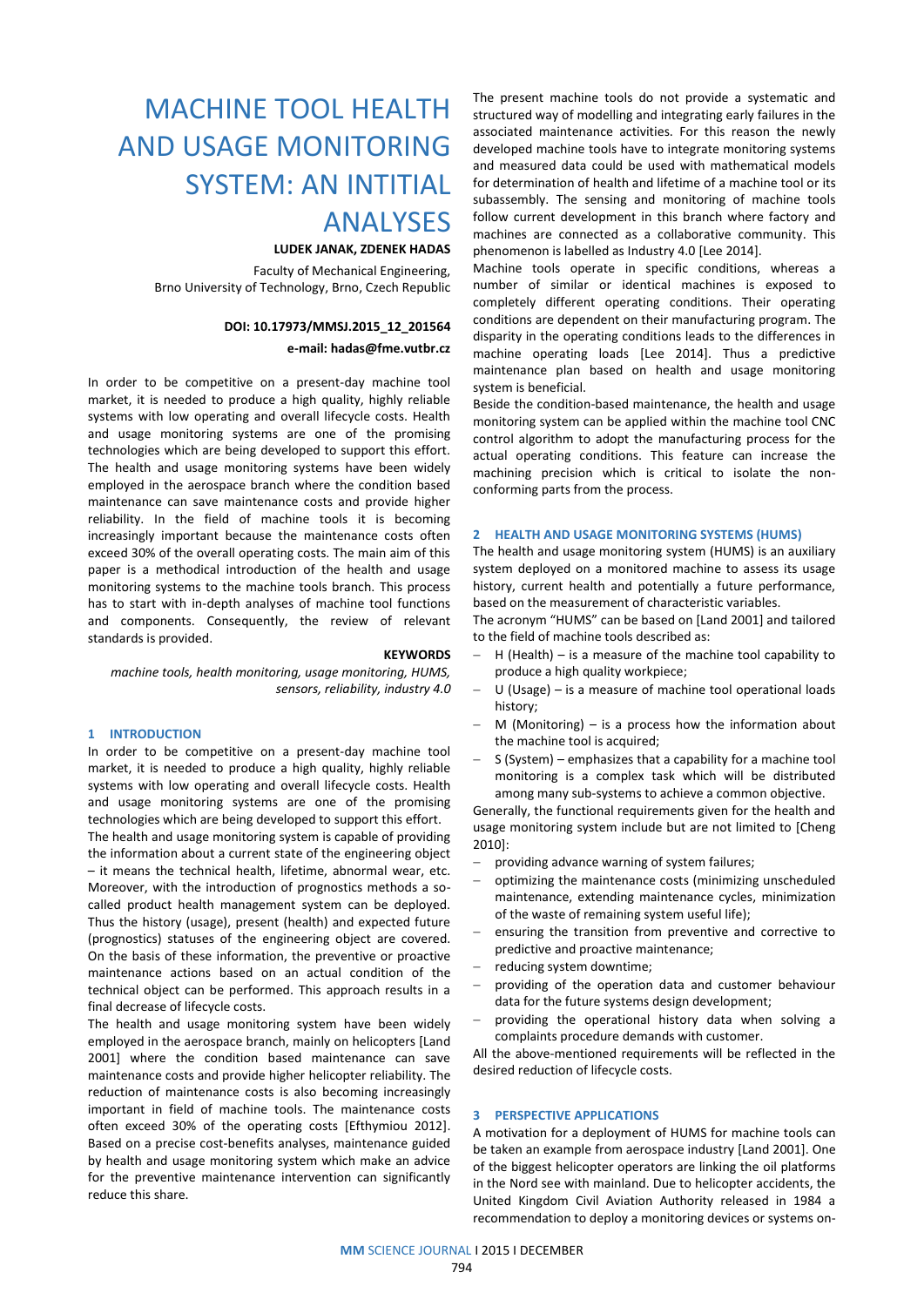# MACHINE TOOL HEALTH AND USAGE MONITORING SYSTEM: AN INTITIAL ANALYSES

**LUDEK JANAK, ZDENEK HADAS**

Faculty of Mechanical Engineering,
Brno University of Technology, Brno, Czech Republic

**DOI: 10.17973/MMSJ.2015_12_201564**

**e-mail: hadas@fme.vutbr.cz**

In order to be competitive on a present-day machine tool market, it is needed to produce a high quality, highly reliable systems with low operating and overall lifecycle costs. Health and usage monitoring systems are one of the promising technologies which are being developed to support this effort. The health and usage monitoring systems have been widely employed in the aerospace branch where the condition based maintenance can save maintenance costs and provide higher reliability. In the field of machine tools it is becoming increasingly important because the maintenance costs often exceed 30% of the overall operating costs. The main aim of this paper is a methodical introduction of the health and usage monitoring systems to the machine tools branch. This process has to start with in-depth analyses of machine tool functions and components. Consequently, the review of relevant standards is provided.

**KEYWORDS**

*machine tools, health monitoring, usage monitoring, HUMS, sensors, reliability, industry 4.0*

## 1 INTRODUCTION

In order to be competitive on a present-day machine tool market, it is needed to produce a high quality, highly reliable systems with low operating and overall lifecycle costs. Health and usage monitoring systems are one of the promising technologies which are being developed to support this effort.

The health and usage monitoring system is capable of providing the information about a current state of the engineering object – it means the technical health, lifetime, abnormal wear, etc. Moreover, with the introduction of prognostics methods a so-called product health management system can be deployed. Thus the history (usage), present (health) and expected future (prognostics) statuses of the engineering object are covered. On the basis of these information, the preventive or proactive maintenance actions based on an actual condition of the technical object can be performed. This approach results in a final decrease of lifecycle costs.

The health and usage monitoring system have been widely employed in the aerospace branch, mainly on helicopters [Land 2001] where the condition based maintenance can save maintenance costs and provide higher helicopter reliability. The reduction of maintenance costs is also becoming increasingly important in field of machine tools. The maintenance costs often exceed 30% of the operating costs [Efthymiou 2012]. Based on a precise cost-benefits analyses, maintenance guided by health and usage monitoring system which make an advice for the preventive maintenance intervention can significantly reduce this share.

The present machine tools do not provide a systematic and structured way of modelling and integrating early failures in the associated maintenance activities. For this reason the newly developed machine tools have to integrate monitoring systems and measured data could be used with mathematical models for determination of health and lifetime of a machine tool or its subassembly. The sensing and monitoring of machine tools follow current development in this branch where factory and machines are connected as a collaborative community. This phenomenon is labelled as Industry 4.0 [Lee 2014].

Machine tools operate in specific conditions, whereas a number of similar or identical machines is exposed to completely different operating conditions. Their operating conditions are dependent on their manufacturing program. The disparity in the operating conditions leads to the differences in machine operating loads [Lee 2014]. Thus a predictive maintenance plan based on health and usage monitoring system is beneficial.

Beside the condition-based maintenance, the health and usage monitoring system can be applied within the machine tool CNC control algorithm to adopt the manufacturing process for the actual operating conditions. This feature can increase the machining precision which is critical to isolate the non-conforming parts from the process.

## 2 HEALTH AND USAGE MONITORING SYSTEMS (HUMS)

The health and usage monitoring system (HUMS) is an auxiliary system deployed on a monitored machine to assess its usage history, current health and potentially a future performance, based on the measurement of characteristic variables.

The acronym "HUMS" can be based on [Land 2001] and tailored to the field of the machine tools described as:

- H (Health) – is a measure of the machine tool capability to produce a high quality workpiece;
- U (Usage) – is a measure of machine tool operational loads history;
- M (Monitoring) – is a process how the information about the machine tool is acquired;
- S (System) – emphasizes that a capability for a machine tool monitoring is a complex task which will be distributed among many sub-systems to achieve a common objective.

Generally, the functional requirements given for the health and usage monitoring system include but are not limited to [Cheng 2010]:

- providing advance warning of system failures;
- optimizing the maintenance costs (minimizing unscheduled maintenance, extending maintenance cycles, minimization of the waste of remaining system useful life);
- ensuring the transition from preventive and corrective to predictive and proactive maintenance;
- reducing system downtime;
- providing of the operation data and customer behaviour data for the future systems design development;
- providing the operational history data when solving a complaints procedure demands with customer.

All the above-mentioned requirements will be reflected in the desired reduction of lifecycle costs.

## 3 PERSPECTIVE APPLICATIONS

A motivation for a deployment of HUMS for machine tools can be taken an example from aerospace industry [Land 2001]. One of the biggest helicopter operators are linking the oil platforms in the Nord see with mainland. Due to helicopter accidents, the United Kingdom Civil Aviation Authority released in 1984 a recommendation to deploy a monitoring devices or systems on-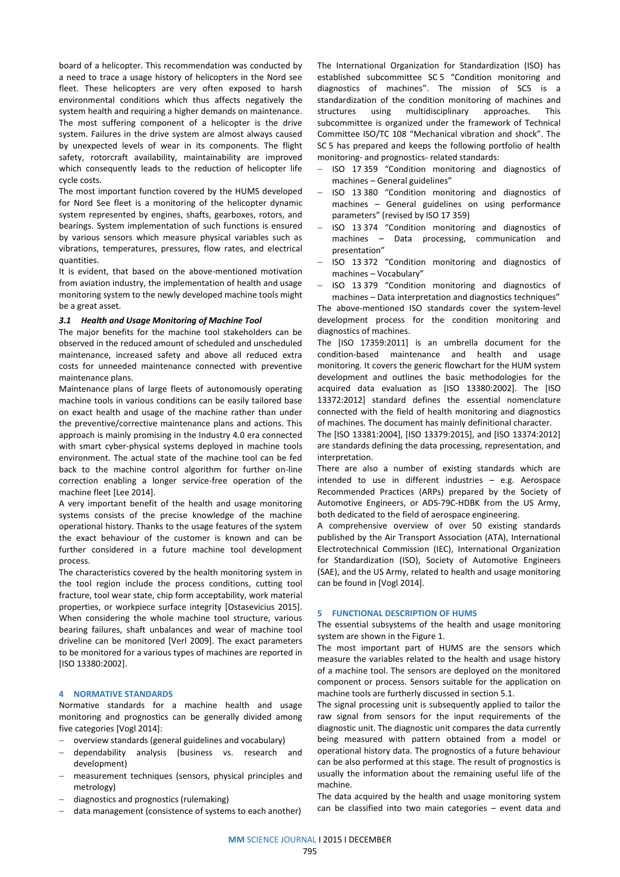board of a helicopter. This recommendation was conducted by a need to trace a usage history of helicopters in the Nord see fleet. These helicopters are very often exposed to harsh environmental conditions which thus affects negatively the system health and requiring a higher demands on maintenance. The most suffering component of a helicopter is the drive system. Failures in the drive system are almost always caused by unexpected levels of wear in its components. The flight safety, rotorcraft availability, maintainability are improved which consequently leads to the reduction of helicopter life cycle costs.

The most important function covered by the HUMS developed for Nord See fleet is a monitoring of the helicopter dynamic system represented by engines, shafts, gearboxes, rotors, and bearings. System implementation of such functions is ensured by various sensors which measure physical variables such as vibrations, temperatures, pressures, flow rates, and electrical quantities.

It is evident, that based on the above-mentioned motivation from aviation industry, the implementation of health and usage monitoring system to the newly developed machine tools might be a great asset.

### 3.1 Health and Usage Monitoring of Machine Tool

The major benefits for the machine tool stakeholders can be observed in the reduced amount of scheduled and unscheduled maintenance, increased safety and above all reduced extra costs for unneeded maintenance connected with preventive maintenance plans.

Maintenance plans of large fleets of autonomously operating machine tools in various conditions can be easily tailored base on exact health and usage of the machine rather than under the preventive/corrective maintenance plans and actions. This approach is mainly promising in the Industry 4.0 era connected with smart cyber-physical systems deployed in machine tools environment. The actual state of the machine tool can be fed back to the machine control algorithm for further on-line correction enabling a longer service-free operation of the machine fleet [Lee 2014].

A very important benefit of the health and usage monitoring systems consists of the precise knowledge of the machine operational history. Thanks to the usage features of the system the exact behaviour of the customer is known and can be further considered in a future machine tool development process.

The characteristics covered by the health monitoring system in the tool region include the process conditions, cutting tool fracture, tool wear state, chip form acceptability, work material properties, or workpiece surface integrity [Ostasevicius 2015]. When considering the whole machine tool structure, various bearing failures, shaft unbalances and wear of machine tool driveline can be monitored [Verl 2009]. The exact parameters to be monitored for a various types of machines are reported in [ISO 13380:2002].

## 4 NORMATIVE STANDARDS

Normative standards for a machine health and usage monitoring and prognostics can be generally divided among five categories [Vogl 2014]:

- overview standards (general guidelines and vocabulary)
- dependability analysis (business vs. research and development)
- measurement techniques (sensors, physical principles and metrology)
- diagnostics and prognostics (rulemaking)
- data management (consistence of systems to each another)

The International Organization for Standardization (ISO) has established subcommittee SC 5 "Condition monitoring and diagnostics of machines". The mission of SC5 is a standardization of the condition monitoring of machines and structures using multidisciplinary approaches. This subcommittee is organized under the framework of Technical Committee ISO/TC 108 "Mechanical vibration and shock". The SC 5 has prepared and keeps the following portfolio of health monitoring- and prognostics- related standards:

- ISO 17 359 "Condition monitoring and diagnostics of machines – General guidelines"
- ISO 13 380 "Condition monitoring and diagnostics of machines – General guidelines on using performance parameters" (revised by ISO 17 359)
- ISO 13 374 "Condition monitoring and diagnostics of machines – Data processing, communication and presentation"
- ISO 13 372 "Condition monitoring and diagnostics of machines – Vocabulary"
- ISO 13 379 "Condition monitoring and diagnostics of machines – Data interpretation and diagnostics techniques"

The above-mentioned ISO standards cover the system-level development process for the condition monitoring and diagnostics of machines.

The [ISO 17359:2011] is an umbrella document for the condition-based maintenance and health and usage monitoring. It covers the generic flowchart for the HUM system development and outlines the basic methodologies for the acquired data evaluation as [ISO 13380:2002]. The [ISO 13372:2012] standard defines the essential nomenclature connected with the field of health monitoring and diagnostics of machines. The document has mainly definitional character.

The [ISO 13381:2004], [ISO 13379:2015], and [ISO 13374:2012] are standards defining the data processing, representation, and interpretation.

There are also a number of existing standards which are intended to use in different industries – e.g. Aerospace Recommended Practices (ARPs) prepared by the Society of Automotive Engineers, or ADS-79C-HDBK from the US Army, both dedicated to the field of aerospace engineering.

A comprehensive overview of over 50 existing standards published by the Air Transport Association (ATA), International Electrotechnical Commission (IEC), International Organization for Standardization (ISO), Society of Automotive Engineers (SAE), and the US Army, related to health and usage monitoring can be found in [Vogl 2014].

## 5 FUNCTIONAL DESCRIPTION OF HUMS

The essential subsystems of the health and usage monitoring system are shown in the Figure 1.

The most important part of HUMS are the sensors which measure the variables related to the health and usage history of a machine tool. The sensors are deployed on the monitored component or process. Sensors suitable for the application on machine tools are furtherly discussed in section 5.1.

The signal processing unit is subsequently applied to tailor the raw signal from sensors for the input requirements of the diagnostic unit. The diagnostic unit compares the data currently being measured with pattern obtained from a model or operational history data. The prognostics of a future behaviour can be also performed at this stage. The result of prognostics is usually the information about the remaining useful life of the machine.

The data acquired by the health and usage monitoring system can be classified into two main categories – event data and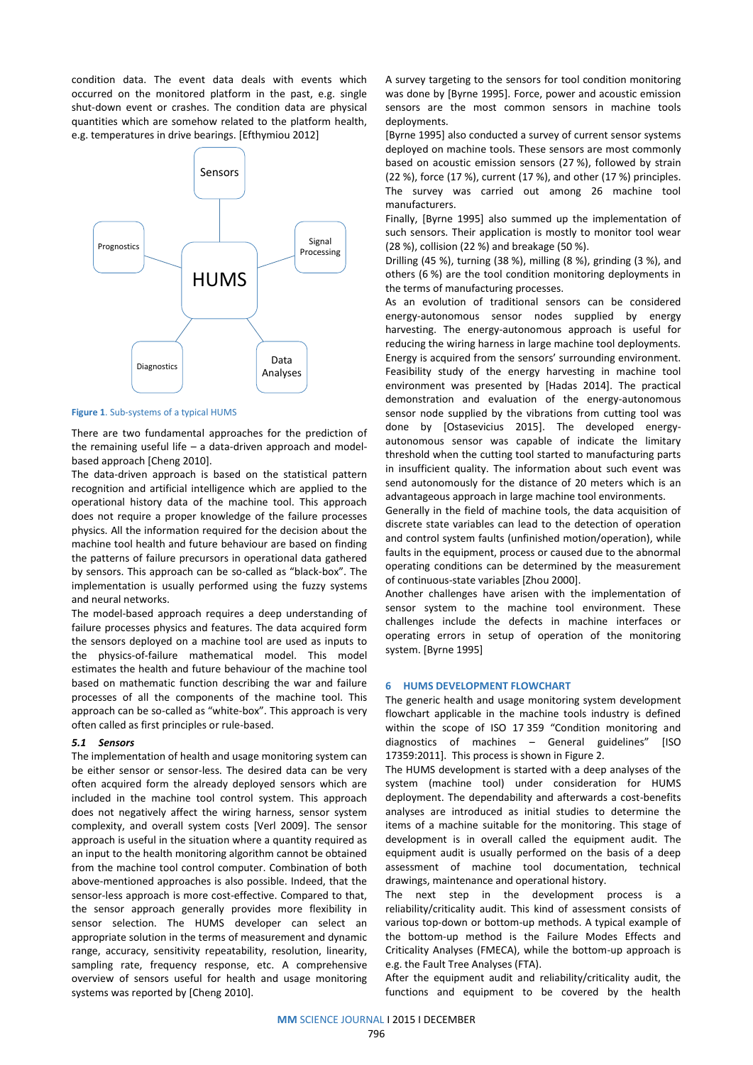condition data. The event data deals with events which occurred on the monitored platform in the past, e.g. single shut-down event or crashes. The condition data are physical quantities which are somehow related to the platform health, e.g. temperatures in drive bearings. [Efthymiou 2012]

Sensors

Prognostics

Signal Processing

HUMS

Diagnostics

Data Analyses

**Figure 1**. Sub-systems of a typical HUMS

There are two fundamental approaches for the prediction of the remaining useful life – a data-driven approach and model-based approach [Cheng 2010].

The data-driven approach is based on the statistical pattern recognition and artificial intelligence which are applied to the operational history data of the machine tool. This approach does not require a proper knowledge of the failure processes physics. All the information required for the decision about the machine tool health and future behaviour are based on finding the patterns of failure precursors in operational data gathered by sensors. This approach can be so-called as "black-box". The implementation is usually performed using the fuzzy systems and neural networks.

The model-based approach requires a deep understanding of failure processes physics and features. The data acquired form the sensors deployed on a machine tool are used as inputs to the physics-of-failure mathematical model. This model estimates the health and future behaviour of the machine tool based on mathematic function describing the war and failure processes of all the components of the machine tool. This approach can be so-called as "white-box". This approach is very often called as first principles or rule-based.

### *5.1 Sensors*

The implementation of health and usage monitoring system can be either sensor or sensor-less. The desired data can be very often acquired form the already deployed sensors which are included in the machine tool control system. This approach does not negatively affect the wiring harness, sensor system complexity, and overall system costs [Verl 2009]. The sensor approach is useful in the situation where a quantity required as an input to the health monitoring algorithm cannot be obtained from the machine tool control computer. Combination of both above-mentioned approaches is also possible. Indeed, that the sensor-less approach is more cost-effective. Compared to that, the sensor approach generally provides more flexibility in sensor selection. The HUMS developer can select an appropriate solution in the terms of measurement and dynamic range, accuracy, sensitivity repeatability, resolution, linearity, sampling rate, frequency response, etc. A comprehensive overview of sensors useful for health and usage monitoring systems was reported by [Cheng 2010].

A survey targeting to the sensors for tool condition monitoring was done by [Byrne 1995]. Force, power and acoustic emission sensors are the most common sensors in machine tools deployments.

[Byrne 1995] also conducted a survey of current sensor systems deployed on machine tools. These sensors are most commonly based on acoustic emission sensors (27 %), followed by strain (22 %), force (17 %), current (17 %), and other (17 %) principles. The survey was carried out among 26 machine tool manufacturers.

Finally, [Byrne 1995] also summed up the implementation of such sensors. Their application is mostly to monitor tool wear (28 %), collision (22 %) and breakage (50 %).

Drilling (45 %), turning (38 %), milling (8 %), grinding (3 %), and others (6 %) are the tool condition monitoring deployments in the terms of manufacturing processes.

As an evolution of traditional sensors can be considered energy-autonomous sensor nodes supplied by energy harvesting. The energy-autonomous approach is useful for reducing the wiring harness in large machine tool deployments. Energy is acquired from the sensors' surrounding environment. Feasibility study of the energy harvesting in machine tool environment was presented by [Hadas 2014]. The practical demonstration and evaluation of the energy-autonomous sensor node supplied by the vibrations from cutting tool was done by [Ostasevicius 2015]. The developed energy-autonomous sensor was capable of indicate the limitary threshold when the cutting tool started to manufacturing parts in insufficient quality. The information about such event was send autonomously for the distance of 20 meters which is an advantageous approach in large machine tool environments.

Generally in the field of machine tools, the data acquisition of discrete state variables can lead to the detection of operation and control system faults (unfinished motion/operation), while faults in the equipment, process or caused due to the abnormal operating conditions can be determined by the measurement of continuous-state variables [Zhou 2000].

Another challenges have arisen with the implementation of sensor system to the machine tool environment. These challenges include the defects in machine interfaces or operating errors in setup of operation of the monitoring system. [Byrne 1995]

## 6 HUMS DEVELOPMENT FLOWCHART

The generic health and usage monitoring system development flowchart applicable in the machine tools industry is defined within the scope of ISO 17 359 "Condition monitoring and diagnostics of machines – General guidelines" [ISO 17359:2011]. This process is shown in Figure 2.

The HUMS development is started with a deep analyses of the system (machine tool) under consideration for HUMS deployment. The dependability and afterwards a cost-benefits analyses are introduced as initial studies to determine the items of a machine suitable for the monitoring. This stage of development is in overall called the equipment audit. The equipment audit is usually performed on the basis of a deep assessment of machine tool documentation, technical drawings, maintenance and operational history.

The next step in the development process is a reliability/criticality audit. This kind of assessment consists of various top-down or bottom-up methods. A typical example of the bottom-up method is the Failure Modes Effects and Criticality Analyses (FMECA), while the bottom-up approach is e.g. the Fault Tree Analyses (FTA).

After the equipment audit and reliability/criticality audit, the functions and equipment to be covered by the health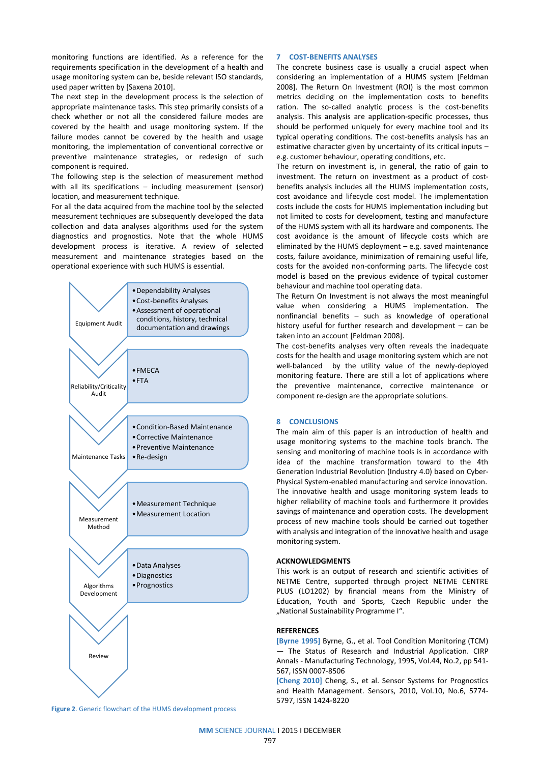monitoring functions are identified. As a reference for the requirements specification in the development of a health and usage monitoring system can be, beside relevant ISO standards, used paper written by [Saxena 2010].

The next step in the development process is the selection of appropriate maintenance tasks. This step primarily consists of a check whether or not all the considered failure modes are covered by the health and usage monitoring system. If the failure modes cannot be covered by the health and usage monitoring, the implementation of conventional corrective or preventive maintenance strategies, or redesign of such component is required.

The following step is the selection of measurement method with all its specifications – including measurement (sensor) location, and measurement technique.

For all the data acquired from the machine tool by the selected measurement techniques are subsequently developed the data collection and data analyses algorithms used for the system diagnostics and prognostics. Note that the whole HUMS development process is iterative. A review of selected measurement and maintenance strategies based on the operational experience with such HUMS is essential.

| Step | Activities |
| --- | --- |
| Equipment Audit | • Dependability Analyses<br>• Cost-benefits Analyses<br>• Assessment of operational conditions, history, technical documentation and drawings |
| Reliability/Criticality Audit | • FMECA<br>• FTA |
| Maintenance Tasks | • Condition-Based Maintenance<br>• Corrective Maintenance<br>• Preventive Maintenance<br>• Re-design |
| Measurement Method | • Measurement Technique<br>• Measurement Location |
| Algorithms Development | • Data Analyses<br>• Diagnostics<br>• Prognostics |
| Review | |

**Figure 2.** Generic flowchart of the HUMS development process

## 7 COST-BENEFITS ANALYSES

The concrete business case is usually a crucial aspect when considering an implementation of a HUMS system [Feldman 2008]. The Return On Investment (ROI) is the most common metrics deciding on the implementation costs to benefits ration. The so-called analytic process is the cost-benefits analysis. This analysis are application-specific processes, thus should be performed uniquely for every machine tool and its typical operating conditions. The cost-benefits analysis has an estimative character given by uncertainty of its critical inputs – e.g. customer behaviour, operating conditions, etc.

The return on investment is, in general, the ratio of gain to investment. The return on investment as a product of cost-benefits analysis includes all the HUMS implementation costs, cost avoidance and lifecycle cost model. The implementation costs include the costs for HUMS implementation including but not limited to costs for development, testing and manufacture of the HUMS system with all its hardware and components. The cost avoidance is the amount of lifecycle costs which are eliminated by the HUMS deployment – e.g. saved maintenance costs, failure avoidance, minimization of remaining useful life, costs for the avoided non-conforming parts. The lifecycle cost model is based on the previous evidence of typical customer behaviour and machine tool operating data.

The Return On Investment is not always the most meaningful value when considering a HUMS implementation. The nonfinancial benefits – such as knowledge of operational history useful for further research and development – can be taken into an account [Feldman 2008].

The cost-benefits analyses very often reveals the inadequate costs for the health and usage monitoring system which are not well-balanced by the utility value of the newly-deployed monitoring feature. There are still a lot of applications where the preventive maintenance, corrective maintenance or component re-design are the appropriate solutions.

## 8 CONCLUSIONS

The main aim of this paper is an introduction of health and usage monitoring systems to the machine tools branch. The sensing and monitoring of machine tools is in accordance with idea of the machine transformation toward to the 4th Generation Industrial Revolution (Industry 4.0) based on Cyber-Physical System-enabled manufacturing and service innovation. The innovative health and usage monitoring system leads to higher reliability of machine tools and furthermore it provides savings of maintenance and operation costs. The development process of new machine tools should be carried out together with analysis and integration of the innovative health and usage monitoring system.

## ACKNOWLEDGMENTS

This work is an output of research and scientific activities of NETME Centre, supported through project NETME CENTRE PLUS (LO1202) by financial means from the Ministry of Education, Youth and Sports, Czech Republic under the „National Sustainability Programme I".

## REFERENCES

[Byrne 1995] Byrne, G., et al. Tool Condition Monitoring (TCM) — The Status of Research and Industrial Application. CIRP Annals - Manufacturing Technology, 1995, Vol.44, No.2, pp 541-567, ISSN 0007-8506

[Cheng 2010] Cheng, S., et al. Sensor Systems for Prognostics and Health Management. Sensors, 2010, Vol.10, No.6, 5774-5797, ISSN 1424-8220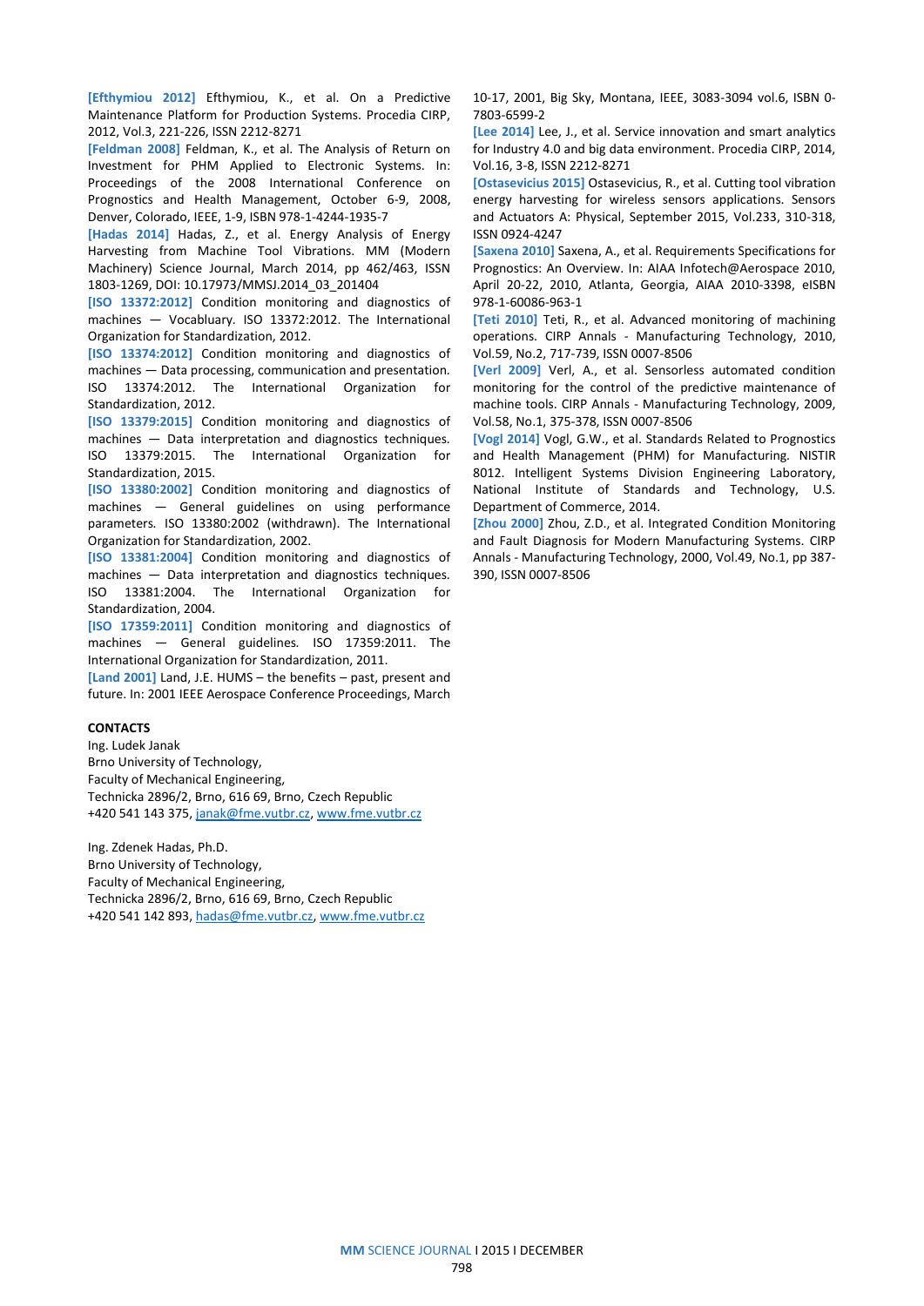[Efthymiou 2012] Efthymiou, K., et al. On a Predictive Maintenance Platform for Production Systems. Procedia CIRP, 2012, Vol.3, 221-226, ISSN 2212-8271

[Feldman 2008] Feldman, K., et al. The Analysis of Return on Investment for PHM Applied to Electronic Systems. In: Proceedings of the 2008 International Conference on Prognostics and Health Management, October 6-9, 2008, Denver, Colorado, IEEE, 1-9, ISBN 978-1-4244-1935-7

[Hadas 2014] Hadas, Z., et al. Energy Analysis of Energy Harvesting from Machine Tool Vibrations. MM (Modern Machinery) Science Journal, March 2014, pp 462/463, ISSN 1803-1269, DOI: 10.17973/MMSJ.2014_03_201404

[ISO 13372:2012] Condition monitoring and diagnostics of machines — Vocabluary. ISO 13372:2012. The International Organization for Standardization, 2012.

[ISO 13374:2012] Condition monitoring and diagnostics of machines — Data processing, communication and presentation. ISO 13374:2012. The International Organization for Standardization, 2012.

[ISO 13379:2015] Condition monitoring and diagnostics of machines — Data interpretation and diagnostics techniques. ISO 13379:2015. The International Organization for Standardization, 2015.

[ISO 13380:2002] Condition monitoring and diagnostics of machines — General guidelines on using performance parameters. ISO 13380:2002 (withdrawn). The International Organization for Standardization, 2002.

[ISO 13381:2004] Condition monitoring and diagnostics of machines — Data interpretation and diagnostics techniques. ISO 13381:2004. The International Organization for Standardization, 2004.

[ISO 17359:2011] Condition monitoring and diagnostics of machines — General guidelines. ISO 17359:2011. The International Organization for Standardization, 2011.

[Land 2001] Land, J.E. HUMS – the benefits – past, present and future. In: 2001 IEEE Aerospace Conference Proceedings, March 10-17, 2001, Big Sky, Montana, IEEE, 3083-3094 vol.6, ISBN 0-7803-6599-2

[Lee 2014] Lee, J., et al. Service innovation and smart analytics for Industry 4.0 and big data environment. Procedia CIRP, 2014, Vol.16, 3-8, ISSN 2212-8271

[Ostasevicius 2015] Ostasevicius, R., et al. Cutting tool vibration energy harvesting for wireless sensors applications. Sensors and Actuators A: Physical, September 2015, Vol.233, 310-318, ISSN 0924-4247

[Saxena 2010] Saxena, A., et al. Requirements Specifications for Prognostics: An Overview. In: AIAA Infotech@Aerospace 2010, April 20-22, 2010, Atlanta, Georgia, AIAA 2010-3398, eISBN 978-1-60086-963-1

[Teti 2010] Teti, R., et al. Advanced monitoring of machining operations. CIRP Annals - Manufacturing Technology, 2010, Vol.59, No.2, 717-739, ISSN 0007-8506

[Verl 2009] Verl, A., et al. Sensorless automated condition monitoring for the control of the predictive maintenance of machine tools. CIRP Annals - Manufacturing Technology, 2009, Vol.58, No.1, 375-378, ISSN 0007-8506

[Vogl 2014] Vogl, G.W., et al. Standards Related to Prognostics and Health Management (PHM) for Manufacturing. NISTIR 8012. Intelligent Systems Division Engineering Laboratory, National Institute of Standards and Technology, U.S. Department of Commerce, 2014.

[Zhou 2000] Zhou, Z.D., et al. Integrated Condition Monitoring and Fault Diagnosis for Modern Manufacturing Systems. CIRP Annals - Manufacturing Technology, 2000, Vol.49, No.1, pp 387-390, ISSN 0007-8506

## CONTACTS

Ing. Ludek Janak
Brno University of Technology,
Faculty of Mechanical Engineering,
Technicka 2896/2, Brno, 616 69, Brno, Czech Republic
+420 541 143 375, janak@fme.vutbr.cz, www.fme.vutbr.cz

Ing. Zdenek Hadas, Ph.D.
Brno University of Technology,
Faculty of Mechanical Engineering,
Technicka 2896/2, Brno, 616 69, Brno, Czech Republic
+420 541 142 893, hadas@fme.vutbr.cz, www.fme.vutbr.cz